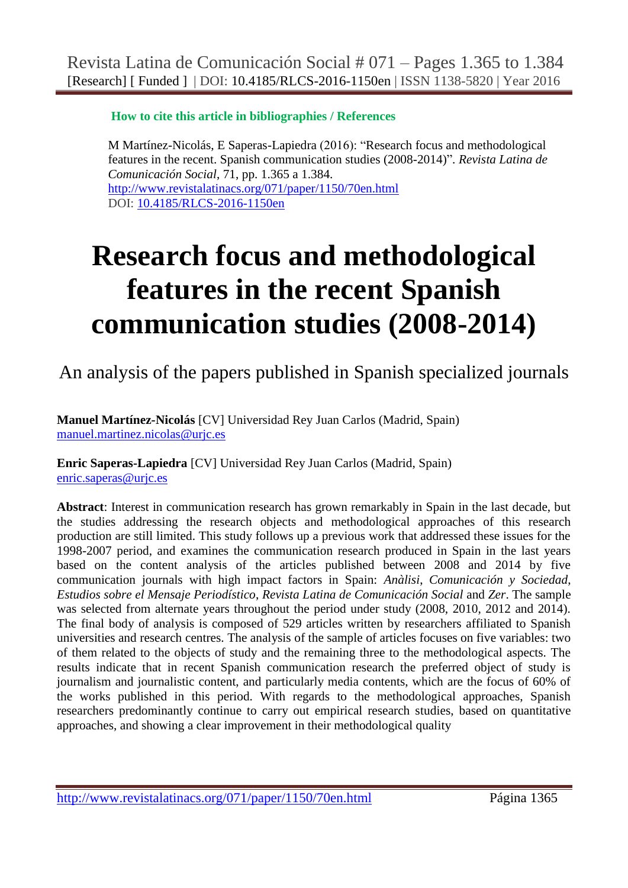**How to cite this article in bibliographies / References**

M Martínez-Nicolás, E Saperas-Lapiedra (2016): "Research focus and methodological features in the recent. Spanish communication studies (2008-2014)". *Revista Latina de Comunicación Social*, 71, pp. 1.365 a 1.384.
http://www.revistalatinacs.org/071/paper/1150/70en.html
DOI: 10.4185/RLCS-2016-1150en

# Research focus and methodological features in the recent Spanish communication studies (2008-2014)

## An analysis of the papers published in Spanish specialized journals

**Manuel Martínez-Nicolás** [CV] Universidad Rey Juan Carlos (Madrid, Spain)
manuel.martinez.nicolas@urjc.es

**Enric Saperas-Lapiedra** [CV] Universidad Rey Juan Carlos (Madrid, Spain)
enric.saperas@urjc.es

**Abstract**: Interest in communication research has grown remarkably in Spain in the last decade, but the studies addressing the research objects and methodological approaches of this research production are still limited. This study follows up a previous work that addressed these issues for the 1998-2007 period, and examines the communication research produced in Spain in the last years based on the content analysis of the articles published between 2008 and 2014 by five communication journals with high impact factors in Spain: *Anàlisi*, *Comunicación y Sociedad*, *Estudios sobre el Mensaje Periodístico*, *Revista Latina de Comunicación Social* and *Zer*. The sample was selected from alternate years throughout the period under study (2008, 2010, 2012 and 2014). The final body of analysis is composed of 529 articles written by researchers affiliated to Spanish universities and research centres. The analysis of the sample of articles focuses on five variables: two of them related to the objects of study and the remaining three to the methodological aspects. The results indicate that in recent Spanish communication research the preferred object of study is journalism and journalistic content, and particularly media contents, which are the focus of 60% of the works published in this period. With regards to the methodological approaches, Spanish researchers predominantly continue to carry out empirical research studies, based on quantitative approaches, and showing a clear improvement in their methodological quality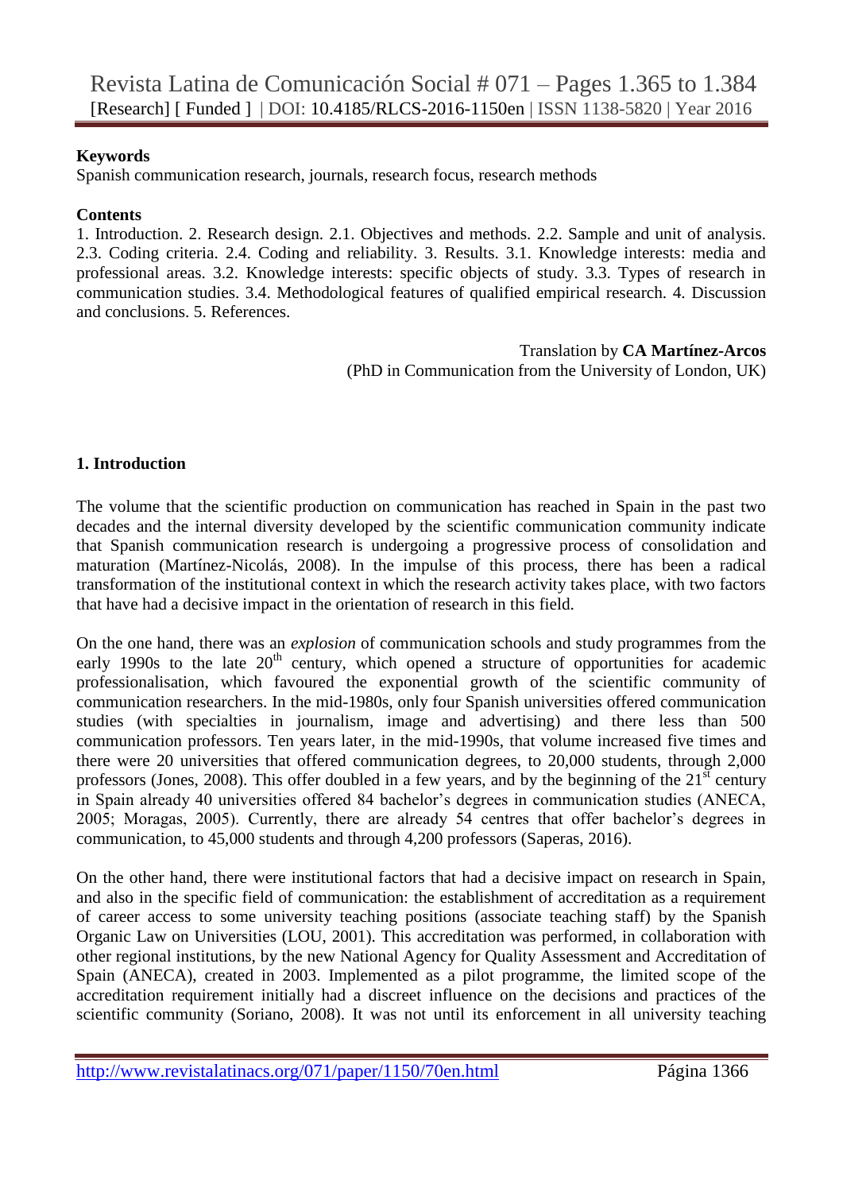**Keywords**

Spanish communication research, journals, research focus, research methods

**Contents**

1. Introduction. 2. Research design. 2.1. Objectives and methods. 2.2. Sample and unit of analysis. 2.3. Coding criteria. 2.4. Coding and reliability. 3. Results. 3.1. Knowledge interests: media and professional areas. 3.2. Knowledge interests: specific objects of study. 3.3. Types of research in communication studies. 3.4. Methodological features of qualified empirical research. 4. Discussion and conclusions. 5. References.

Translation by **CA Martínez-Arcos**
(PhD in Communication from the University of London, UK)

## 1. Introduction

The volume that the scientific production on communication has reached in Spain in the past two decades and the internal diversity developed by the scientific communication community indicate that Spanish communication research is undergoing a progressive process of consolidation and maturation (Martínez-Nicolás, 2008). In the impulse of this process, there has been a radical transformation of the institutional context in which the research activity takes place, with two factors that have had a decisive impact in the orientation of research in this field.

On the one hand, there was an *explosion* of communication schools and study programmes from the early 1990s to the late 20th century, which opened a structure of opportunities for academic professionalisation, which favoured the exponential growth of the scientific community of communication researchers. In the mid-1980s, only four Spanish universities offered communication studies (with specialties in journalism, image and advertising) and there less than 500 communication professors. Ten years later, in the mid-1990s, that volume increased five times and there were 20 universities that offered communication degrees, to 20,000 students, through 2,000 professors (Jones, 2008). This offer doubled in a few years, and by the beginning of the 21st century in Spain already 40 universities offered 84 bachelor's degrees in communication studies (ANECA, 2005; Moragas, 2005). Currently, there are already 54 centres that offer bachelor's degrees in communication, to 45,000 students and through 4,200 professors (Saperas, 2016).

On the other hand, there were institutional factors that had a decisive impact on research in Spain, and also in the specific field of communication: the establishment of accreditation as a requirement of career access to some university teaching positions (associate teaching staff) by the Spanish Organic Law on Universities (LOU, 2001). This accreditation was performed, in collaboration with other regional institutions, by the new National Agency for Quality Assessment and Accreditation of Spain (ANECA), created in 2003. Implemented as a pilot programme, the limited scope of the accreditation requirement initially had a discreet influence on the decisions and practices of the scientific community (Soriano, 2008). It was not until its enforcement in all university teaching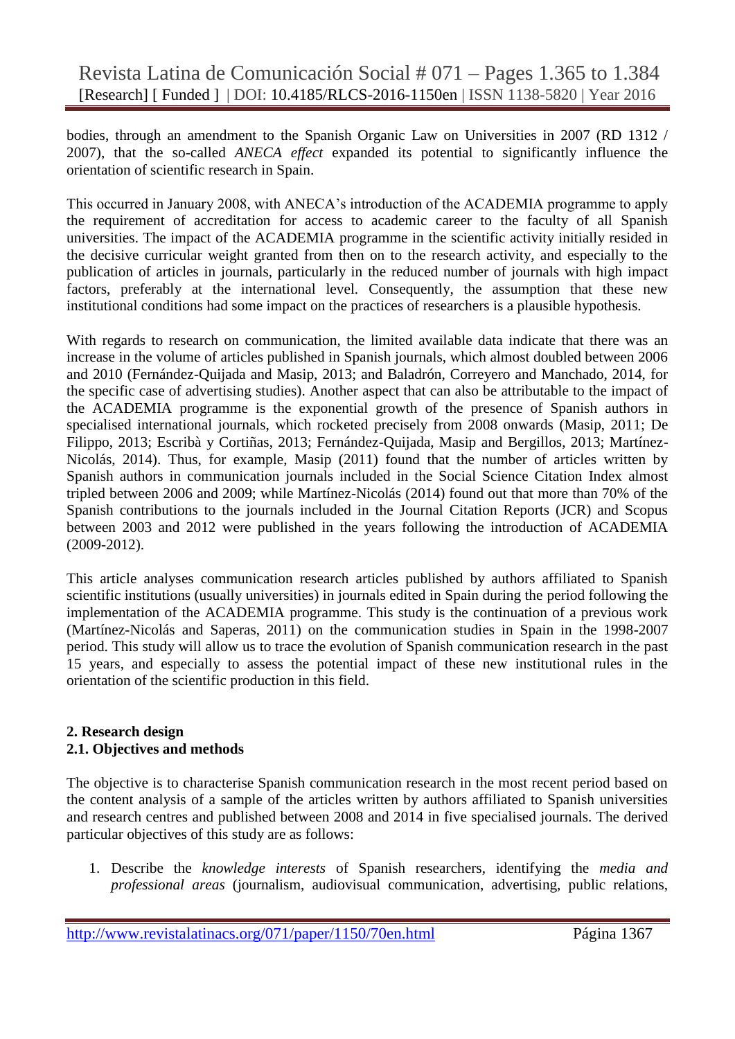bodies, through an amendment to the Spanish Organic Law on Universities in 2007 (RD 1312 / 2007), that the so-called *ANECA effect* expanded its potential to significantly influence the orientation of scientific research in Spain.

This occurred in January 2008, with ANECA's introduction of the ACADEMIA programme to apply the requirement of accreditation for access to academic career to the faculty of all Spanish universities. The impact of the ACADEMIA programme in the scientific activity initially resided in the decisive curricular weight granted from then on to the research activity, and especially to the publication of articles in journals, particularly in the reduced number of journals with high impact factors, preferably at the international level. Consequently, the assumption that these new institutional conditions had some impact on the practices of researchers is a plausible hypothesis.

With regards to research on communication, the limited available data indicate that there was an increase in the volume of articles published in Spanish journals, which almost doubled between 2006 and 2010 (Fernández-Quijada and Masip, 2013; and Baladrón, Correyero and Manchado, 2014, for the specific case of advertising studies). Another aspect that can also be attributable to the impact of the ACADEMIA programme is the exponential growth of the presence of Spanish authors in specialised international journals, which rocketed precisely from 2008 onwards (Masip, 2011; De Filippo, 2013; Escribà y Cortiñas, 2013; Fernández-Quijada, Masip and Bergillos, 2013; Martínez-Nicolás, 2014). Thus, for example, Masip (2011) found that the number of articles written by Spanish authors in communication journals included in the Social Science Citation Index almost tripled between 2006 and 2009; while Martínez-Nicolás (2014) found out that more than 70% of the Spanish contributions to the journals included in the Journal Citation Reports (JCR) and Scopus between 2003 and 2012 were published in the years following the introduction of ACADEMIA (2009-2012).

This article analyses communication research articles published by authors affiliated to Spanish scientific institutions (usually universities) in journals edited in Spain during the period following the implementation of the ACADEMIA programme. This study is the continuation of a previous work (Martínez-Nicolás and Saperas, 2011) on the communication studies in Spain in the 1998-2007 period. This study will allow us to trace the evolution of Spanish communication research in the past 15 years, and especially to assess the potential impact of these new institutional rules in the orientation of the scientific production in this field.

## 2. Research design

### 2.1. Objectives and methods

The objective is to characterise Spanish communication research in the most recent period based on the content analysis of a sample of the articles written by authors affiliated to Spanish universities and research centres and published between 2008 and 2014 in five specialised journals. The derived particular objectives of this study are as follows:

1. Describe the *knowledge interests* of Spanish researchers, identifying the *media and professional areas* (journalism, audiovisual communication, advertising, public relations,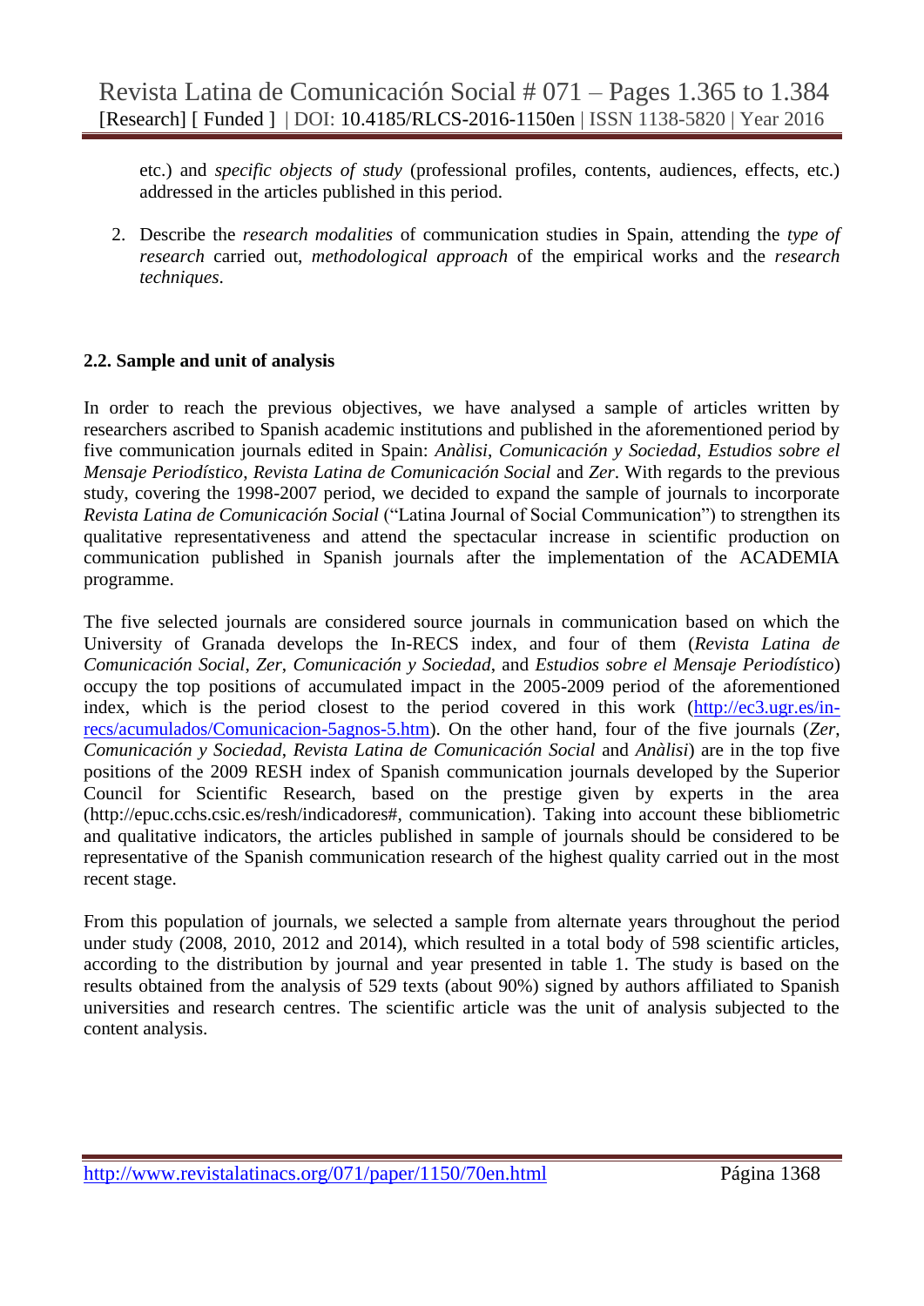etc.) and *specific objects of study* (professional profiles, contents, audiences, effects, etc.) addressed in the articles published in this period.

2. Describe the *research modalities* of communication studies in Spain, attending the *type of research* carried out, *methodological approach* of the empirical works and the *research techniques*.

### 2.2. Sample and unit of analysis

In order to reach the previous objectives, we have analysed a sample of articles written by researchers ascribed to Spanish academic institutions and published in the aforementioned period by five communication journals edited in Spain: *Anàlisi*, *Comunicación y Sociedad*, *Estudios sobre el Mensaje Periodístico*, *Revista Latina de Comunicación Social* and *Zer*. With regards to the previous study, covering the 1998-2007 period, we decided to expand the sample of journals to incorporate *Revista Latina de Comunicación Social* ("Latina Journal of Social Communication") to strengthen its qualitative representativeness and attend the spectacular increase in scientific production on communication published in Spanish journals after the implementation of the ACADEMIA programme.

The five selected journals are considered source journals in communication based on which the University of Granada develops the In-RECS index, and four of them (*Revista Latina de Comunicación Social*, *Zer*, *Comunicación y Sociedad*, and *Estudios sobre el Mensaje Periodístico*) occupy the top positions of accumulated impact in the 2005-2009 period of the aforementioned index, which is the period closest to the period covered in this work (http://ec3.ugr.es/in-recs/acumulados/Comunicacion-5agnos-5.htm). On the other hand, four of the five journals (*Zer*, *Comunicación y Sociedad*, *Revista Latina de Comunicación Social* and *Anàlisi*) are in the top five positions of the 2009 RESH index of Spanish communication journals developed by the Superior Council for Scientific Research, based on the prestige given by experts in the area (http://epuc.cchs.csic.es/resh/indicadores#, communication). Taking into account these bibliometric and qualitative indicators, the articles published in sample of journals should be considered to be representative of the Spanish communication research of the highest quality carried out in the most recent stage.

From this population of journals, we selected a sample from alternate years throughout the period under study (2008, 2010, 2012 and 2014), which resulted in a total body of 598 scientific articles, according to the distribution by journal and year presented in table 1. The study is based on the results obtained from the analysis of 529 texts (about 90%) signed by authors affiliated to Spanish universities and research centres. The scientific article was the unit of analysis subjected to the content analysis.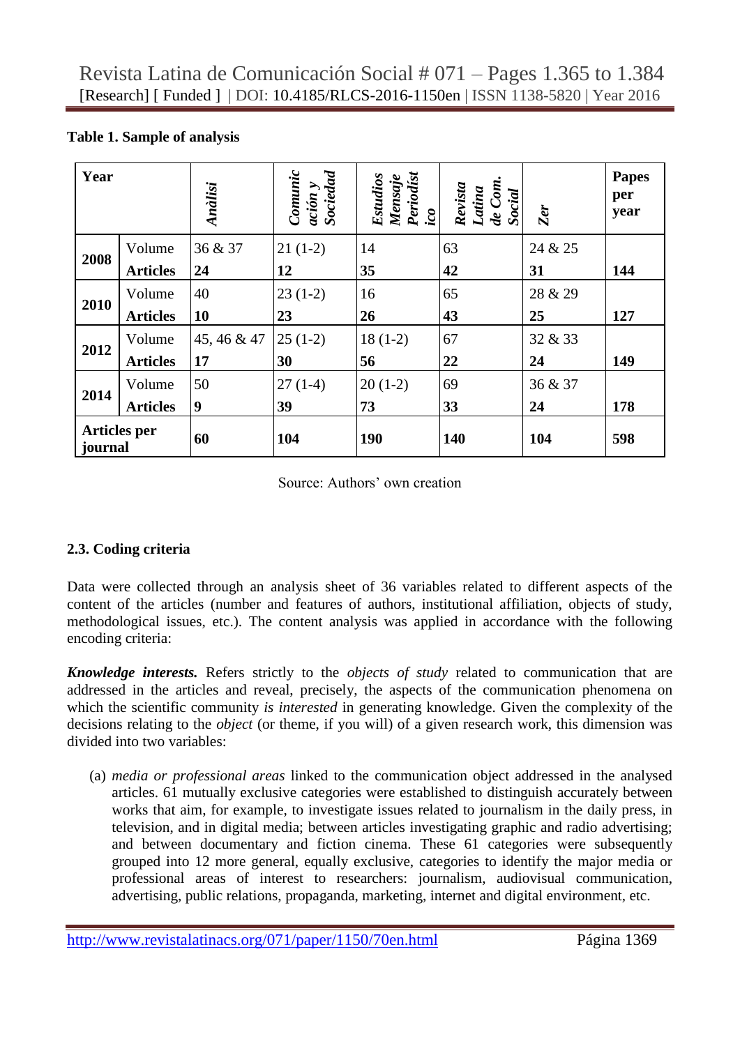**Table 1. Sample of analysis**

| Year | | *Anàlisi* | *Comunicación y Sociedad* | *Estudios Mensaje Periodístico* | *Revista Latina de Com. Social* | *Zer* | **Papes per year** |
|---|---|---|---|---|---|---|---|
| **2008** | Volume | 36 & 37 | 21 (1-2) | 14 | 63 | 24 & 25 | |
| | **Articles** | **24** | **12** | **35** | **42** | **31** | **144** |
| **2010** | Volume | 40 | 23 (1-2) | 16 | 65 | 28 & 29 | |
| | **Articles** | **10** | **23** | **26** | **43** | **25** | **127** |
| **2012** | Volume | 45, 46 & 47 | 25 (1-2) | 18 (1-2) | 67 | 32 & 33 | |
| | **Articles** | **17** | **30** | **56** | **22** | **24** | **149** |
| **2014** | Volume | 50 | 27 (1-4) | 20 (1-2) | 69 | 36 & 37 | |
| | **Articles** | **9** | **39** | **73** | **33** | **24** | **178** |
| **Articles per journal** | | **60** | **104** | **190** | **140** | **104** | **598** |

Source: Authors' own creation

### 2.3. Coding criteria

Data were collected through an analysis sheet of 36 variables related to different aspects of the content of the articles (number and features of authors, institutional affiliation, objects of study, methodological issues, etc.). The content analysis was applied in accordance with the following encoding criteria:

***Knowledge interests.*** Refers strictly to the *objects of study* related to communication that are addressed in the articles and reveal, precisely, the aspects of the communication phenomena on which the scientific community *is interested* in generating knowledge. Given the complexity of the decisions relating to the *object* (or theme, if you will) of a given research work, this dimension was divided into two variables:

(a) *media or professional areas* linked to the communication object addressed in the analysed articles. 61 mutually exclusive categories were established to distinguish accurately between works that aim, for example, to investigate issues related to journalism in the daily press, in television, and in digital media; between articles investigating graphic and radio advertising; and between documentary and fiction cinema. These 61 categories were subsequently grouped into 12 more general, equally exclusive, categories to identify the major media or professional areas of interest to researchers: journalism, audiovisual communication, advertising, public relations, propaganda, marketing, internet and digital environment, etc.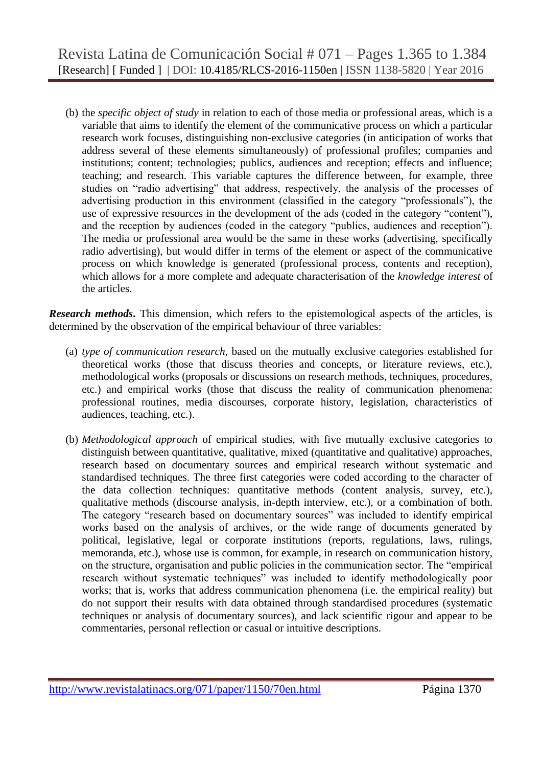(b) the *specific object of study* in relation to each of those media or professional areas, which is a variable that aims to identify the element of the communicative process on which a particular research work focuses, distinguishing non-exclusive categories (in anticipation of works that address several of these elements simultaneously) of professional profiles; companies and institutions; content; technologies; publics, audiences and reception; effects and influence; teaching; and research. This variable captures the difference between, for example, three studies on "radio advertising" that address, respectively, the analysis of the processes of advertising production in this environment (classified in the category "professionals"), the use of expressive resources in the development of the ads (coded in the category "content"), and the reception by audiences (coded in the category "publics, audiences and reception"). The media or professional area would be the same in these works (advertising, specifically radio advertising), but would differ in terms of the element or aspect of the communicative process on which knowledge is generated (professional process, contents and reception), which allows for a more complete and adequate characterisation of the *knowledge interest* of the articles.

***Research methods*.** This dimension, which refers to the epistemological aspects of the articles, is determined by the observation of the empirical behaviour of three variables:

(a) *type of communication research*, based on the mutually exclusive categories established for theoretical works (those that discuss theories and concepts, or literature reviews, etc.), methodological works (proposals or discussions on research methods, techniques, procedures, etc.) and empirical works (those that discuss the reality of communication phenomena: professional routines, media discourses, corporate history, legislation, characteristics of audiences, teaching, etc.).

(b) *Methodological approach* of empirical studies, with five mutually exclusive categories to distinguish between quantitative, qualitative, mixed (quantitative and qualitative) approaches, research based on documentary sources and empirical research without systematic and standardised techniques. The three first categories were coded according to the character of the data collection techniques: quantitative methods (content analysis, survey, etc.), qualitative methods (discourse analysis, in-depth interview, etc.), or a combination of both. The category "research based on documentary sources" was included to identify empirical works based on the analysis of archives, or the wide range of documents generated by political, legislative, legal or corporate institutions (reports, regulations, laws, rulings, memoranda, etc.), whose use is common, for example, in research on communication history, on the structure, organisation and public policies in the communication sector. The "empirical research without systematic techniques" was included to identify methodologically poor works; that is, works that address communication phenomena (i.e. the empirical reality) but do not support their results with data obtained through standardised procedures (systematic techniques or analysis of documentary sources), and lack scientific rigour and appear to be commentaries, personal reflection or casual or intuitive descriptions.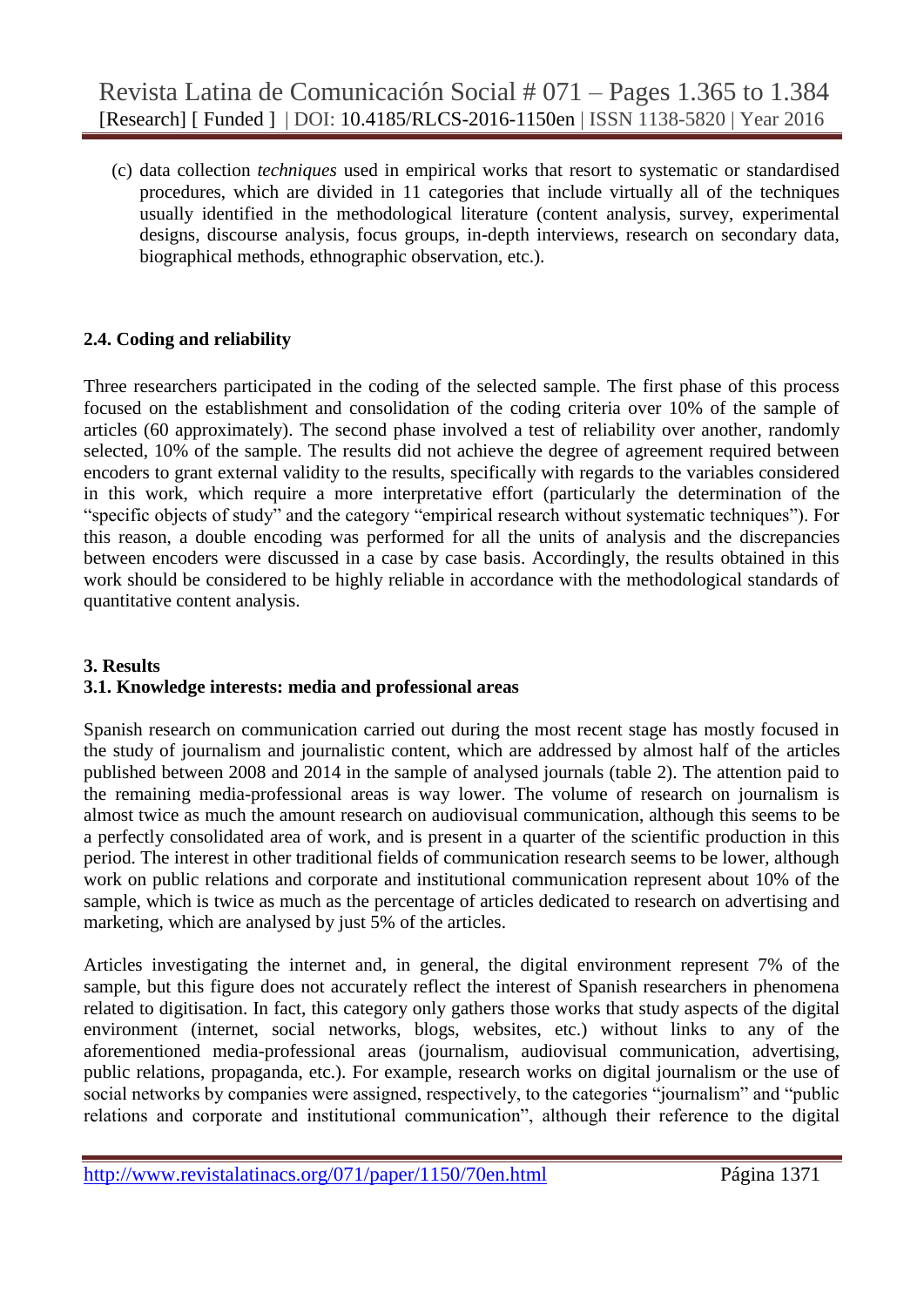(c) data collection *techniques* used in empirical works that resort to systematic or standardised procedures, which are divided in 11 categories that include virtually all of the techniques usually identified in the methodological literature (content analysis, survey, experimental designs, discourse analysis, focus groups, in-depth interviews, research on secondary data, biographical methods, ethnographic observation, etc.).

### 2.4. Coding and reliability

Three researchers participated in the coding of the selected sample. The first phase of this process focused on the establishment and consolidation of the coding criteria over 10% of the sample of articles (60 approximately). The second phase involved a test of reliability over another, randomly selected, 10% of the sample. The results did not achieve the degree of agreement required between encoders to grant external validity to the results, specifically with regards to the variables considered in this work, which require a more interpretative effort (particularly the determination of the "specific objects of study" and the category "empirical research without systematic techniques"). For this reason, a double encoding was performed for all the units of analysis and the discrepancies between encoders were discussed in a case by case basis. Accordingly, the results obtained in this work should be considered to be highly reliable in accordance with the methodological standards of quantitative content analysis.

## 3. Results

### 3.1. Knowledge interests: media and professional areas

Spanish research on communication carried out during the most recent stage has mostly focused in the study of journalism and journalistic content, which are addressed by almost half of the articles published between 2008 and 2014 in the sample of analysed journals (table 2). The attention paid to the remaining media-professional areas is way lower. The volume of research on journalism is almost twice as much the amount research on audiovisual communication, although this seems to be a perfectly consolidated area of work, and is present in a quarter of the scientific production in this period. The interest in other traditional fields of communication research seems to be lower, although work on public relations and corporate and institutional communication represent about 10% of the sample, which is twice as much as the percentage of articles dedicated to research on advertising and marketing, which are analysed by just 5% of the articles.

Articles investigating the internet and, in general, the digital environment represent 7% of the sample, but this figure does not accurately reflect the interest of Spanish researchers in phenomena related to digitisation. In fact, this category only gathers those works that study aspects of the digital environment (internet, social networks, blogs, websites, etc.) without links to any of the aforementioned media-professional areas (journalism, audiovisual communication, advertising, public relations, propaganda, etc.). For example, research works on digital journalism or the use of social networks by companies were assigned, respectively, to the categories "journalism" and "public relations and corporate and institutional communication", although their reference to the digital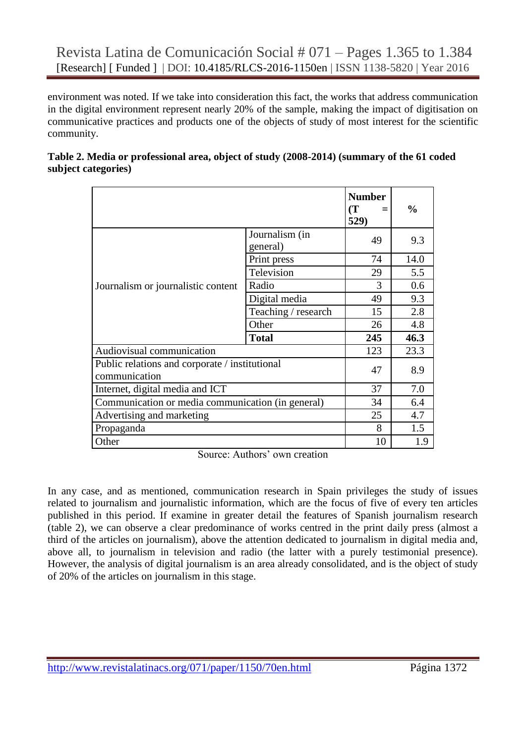environment was noted. If we take into consideration this fact, the works that address communication in the digital environment represent nearly 20% of the sample, making the impact of digitisation on communicative practices and products one of the objects of study of most interest for the scientific community.

**Table 2. Media or professional area, object of study (2008-2014) (summary of the 61 coded subject categories)**

| | | **Number (T = 529)** | **%** |
|---|---|---|---|
| Journalism or journalistic content | Journalism (in general) | 49 | 9.3 |
| | Print press | 74 | 14.0 |
| | Television | 29 | 5.5 |
| | Radio | 3 | 0.6 |
| | Digital media | 49 | 9.3 |
| | Teaching / research | 15 | 2.8 |
| | Other | 26 | 4.8 |
| | **Total** | **245** | **46.3** |
| Audiovisual communication | | 123 | 23.3 |
| Public relations and corporate / institutional communication | | 47 | 8.9 |
| Internet, digital media and ICT | | 37 | 7.0 |
| Communication or media communication (in general) | | 34 | 6.4 |
| Advertising and marketing | | 25 | 4.7 |
| Propaganda | | 8 | 1.5 |
| Other | | 10 | 1.9 |

Source: Authors' own creation

In any case, and as mentioned, communication research in Spain privileges the study of issues related to journalism and journalistic information, which are the focus of five of every ten articles published in this period. If examine in greater detail the features of Spanish journalism research (table 2), we can observe a clear predominance of works centred in the print daily press (almost a third of the articles on journalism), above the attention dedicated to journalism in digital media and, above all, to journalism in television and radio (the latter with a purely testimonial presence). However, the analysis of digital journalism is an area already consolidated, and is the object of study of 20% of the articles on journalism in this stage.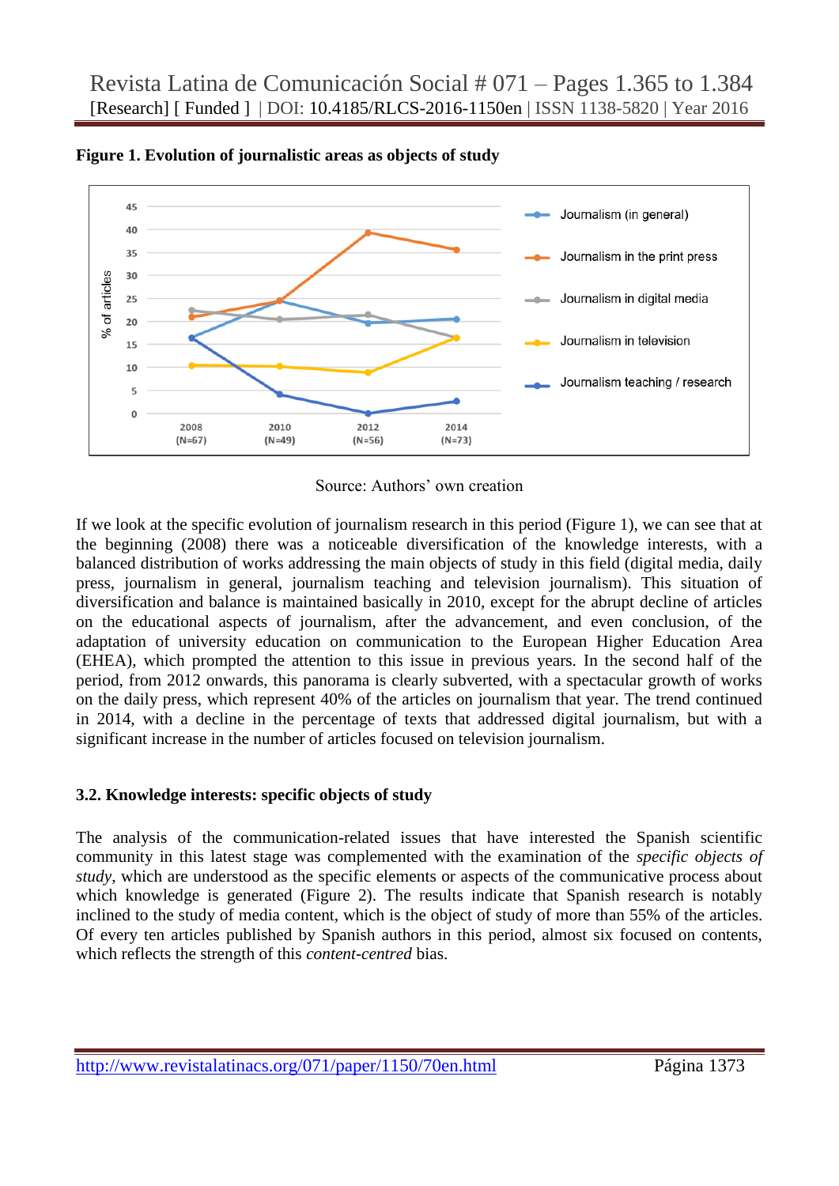**Figure 1. Evolution of journalistic areas as objects of study**

Source: Authors' own creation

If we look at the specific evolution of journalism research in this period (Figure 1), we can see that at the beginning (2008) there was a noticeable diversification of the knowledge interests, with a balanced distribution of works addressing the main objects of study in this field (digital media, daily press, journalism in general, journalism teaching and television journalism). This situation of diversification and balance is maintained basically in 2010, except for the abrupt decline of articles on the educational aspects of journalism, after the advancement, and even conclusion, of the adaptation of university education on communication to the European Higher Education Area (EHEA), which prompted the attention to this issue in previous years. In the second half of the period, from 2012 onwards, this panorama is clearly subverted, with a spectacular growth of works on the daily press, which represent 40% of the articles on journalism that year. The trend continued in 2014, with a decline in the percentage of texts that addressed digital journalism, but with a significant increase in the number of articles focused on television journalism.

### 3.2. Knowledge interests: specific objects of study

The analysis of the communication-related issues that have interested the Spanish scientific community in this latest stage was complemented with the examination of the *specific objects of study*, which are understood as the specific elements or aspects of the communicative process about which knowledge is generated (Figure 2). The results indicate that Spanish research is notably inclined to the study of media content, which is the object of study of more than 55% of the articles. Of every ten articles published by Spanish authors in this period, almost six focused on contents, which reflects the strength of this *content-centred* bias.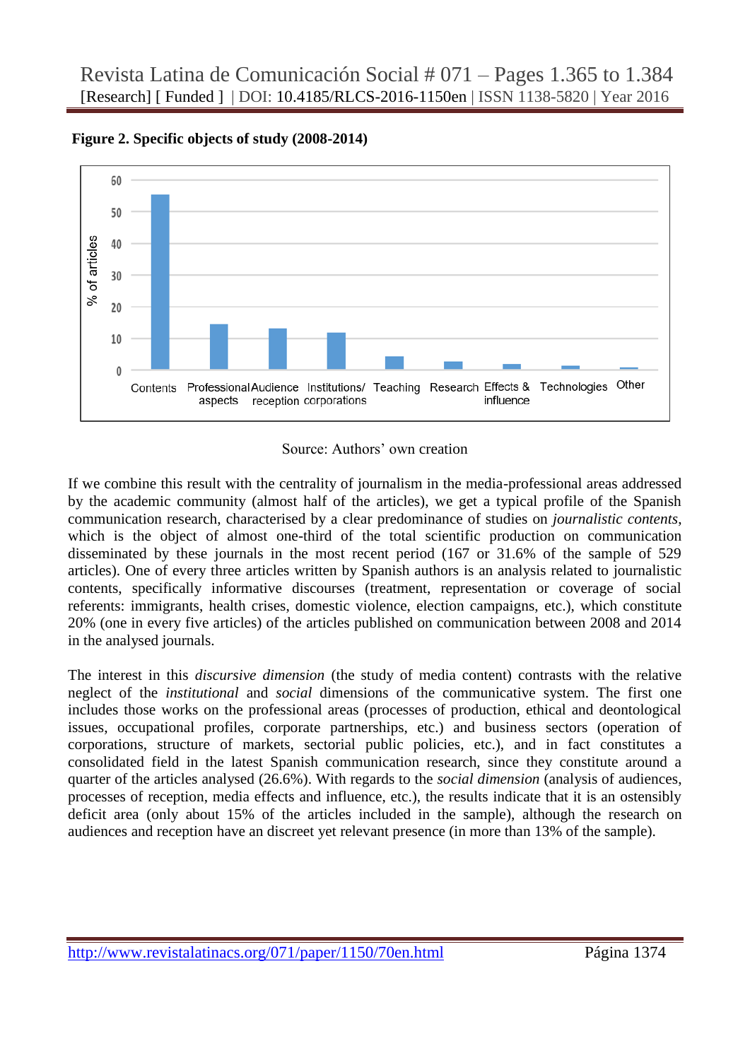**Figure 2. Specific objects of study (2008-2014)**

Source: Authors' own creation

If we combine this result with the centrality of journalism in the media-professional areas addressed by the academic community (almost half of the articles), we get a typical profile of the Spanish communication research, characterised by a clear predominance of studies on *journalistic contents*, which is the object of almost one-third of the total scientific production on communication disseminated by these journals in the most recent period (167 or 31.6% of the sample of 529 articles). One of every three articles written by Spanish authors is an analysis related to journalistic contents, specifically informative discourses (treatment, representation or coverage of social referents: immigrants, health crises, domestic violence, election campaigns, etc.), which constitute 20% (one in every five articles) of the articles published on communication between 2008 and 2014 in the analysed journals.

The interest in this *discursive dimension* (the study of media content) contrasts with the relative neglect of the *institutional* and *social* dimensions of the communicative system. The first one includes those works on the professional areas (processes of production, ethical and deontological issues, occupational profiles, corporate partnerships, etc.) and business sectors (operation of corporations, structure of markets, sectorial public policies, etc.), and in fact constitutes a consolidated field in the latest Spanish communication research, since they constitute around a quarter of the articles analysed (26.6%). With regards to the *social dimension* (analysis of audiences, processes of reception, media effects and influence, etc.), the results indicate that it is an ostensibly deficit area (only about 15% of the articles included in the sample), although the research on audiences and reception have an discreet yet relevant presence (in more than 13% of the sample).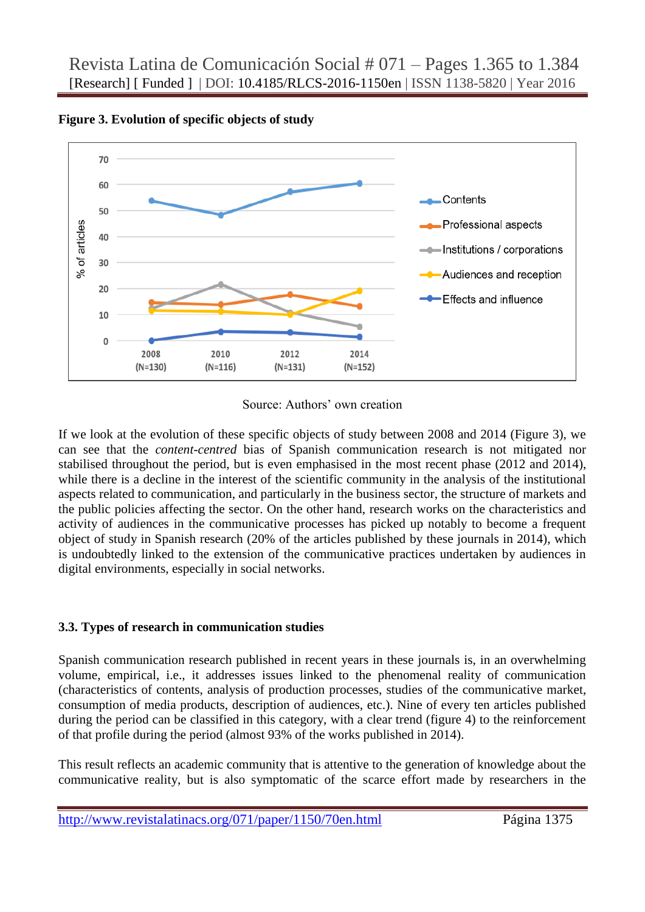**Figure 3. Evolution of specific objects of study**

Source: Authors' own creation

If we look at the evolution of these specific objects of study between 2008 and 2014 (Figure 3), we can see that the *content-centred* bias of Spanish communication research is not mitigated nor stabilised throughout the period, but is even emphasised in the most recent phase (2012 and 2014), while there is a decline in the interest of the scientific community in the analysis of the institutional aspects related to communication, and particularly in the business sector, the structure of markets and the public policies affecting the sector. On the other hand, research works on the characteristics and activity of audiences in the communicative processes has picked up notably to become a frequent object of study in Spanish research (20% of the articles published by these journals in 2014), which is undoubtedly linked to the extension of the communicative practices undertaken by audiences in digital environments, especially in social networks.

### 3.3. Types of research in communication studies

Spanish communication research published in recent years in these journals is, in an overwhelming volume, empirical, i.e., it addresses issues linked to the phenomenal reality of communication (characteristics of contents, analysis of production processes, studies of the communicative market, consumption of media products, description of audiences, etc.). Nine of every ten articles published during the period can be classified in this category, with a clear trend (figure 4) to the reinforcement of that profile during the period (almost 93% of the works published in 2014).

This result reflects an academic community that is attentive to the generation of knowledge about the communicative reality, but is also symptomatic of the scarce effort made by researchers in the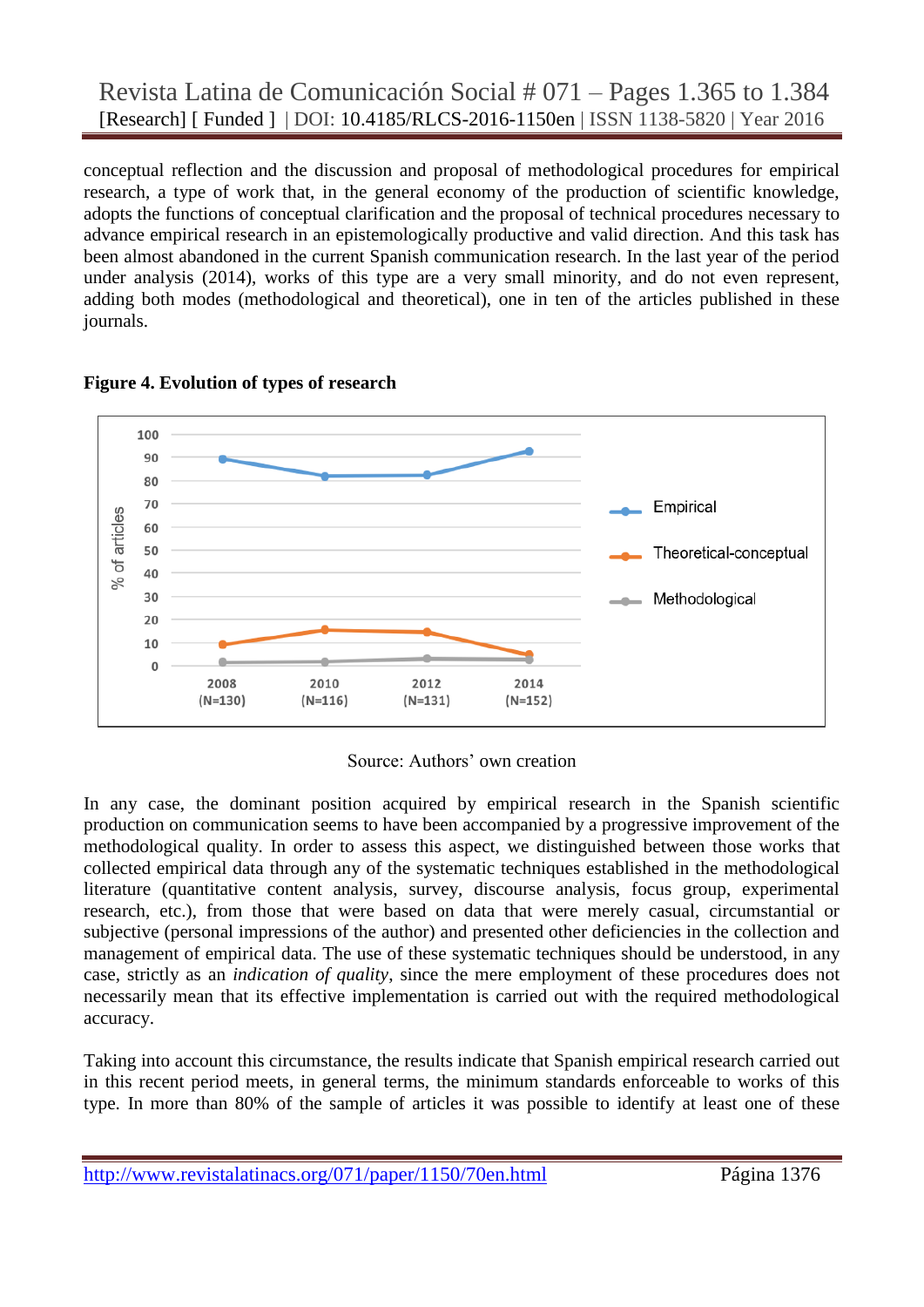conceptual reflection and the discussion and proposal of methodological procedures for empirical research, a type of work that, in the general economy of the production of scientific knowledge, adopts the functions of conceptual clarification and the proposal of technical procedures necessary to advance empirical research in an epistemologically productive and valid direction. And this task has been almost abandoned in the current Spanish communication research. In the last year of the period under analysis (2014), works of this type are a very small minority, and do not even represent, adding both modes (methodological and theoretical), one in ten of the articles published in these journals.

**Figure 4. Evolution of types of research**

Source: Authors' own creation

In any case, the dominant position acquired by empirical research in the Spanish scientific production on communication seems to have been accompanied by a progressive improvement of the methodological quality. In order to assess this aspect, we distinguished between those works that collected empirical data through any of the systematic techniques established in the methodological literature (quantitative content analysis, survey, discourse analysis, focus group, experimental research, etc.), from those that were based on data that were merely casual, circumstantial or subjective (personal impressions of the author) and presented other deficiencies in the collection and management of empirical data. The use of these systematic techniques should be understood, in any case, strictly as an *indication of quality*, since the mere employment of these procedures does not necessarily mean that its effective implementation is carried out with the required methodological accuracy.

Taking into account this circumstance, the results indicate that Spanish empirical research carried out in this recent period meets, in general terms, the minimum standards enforceable to works of this type. In more than 80% of the sample of articles it was possible to identify at least one of these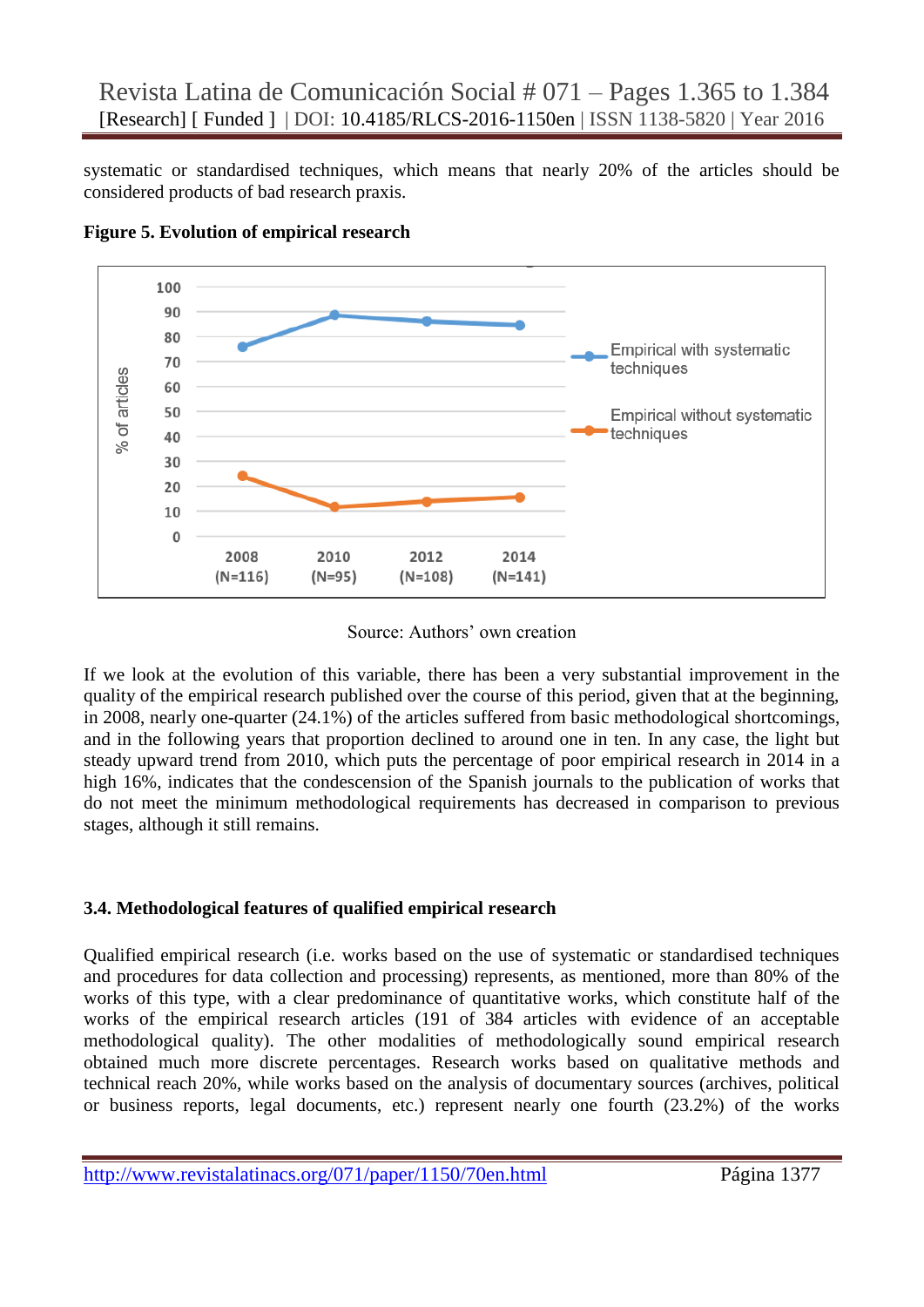systematic or standardised techniques, which means that nearly 20% of the articles should be considered products of bad research praxis.

**Figure 5. Evolution of empirical research**

Source: Authors' own creation

If we look at the evolution of this variable, there has been a very substantial improvement in the quality of the empirical research published over the course of this period, given that at the beginning, in 2008, nearly one-quarter (24.1%) of the articles suffered from basic methodological shortcomings, and in the following years that proportion declined to around one in ten. In any case, the light but steady upward trend from 2010, which puts the percentage of poor empirical research in 2014 in a high 16%, indicates that the condescension of the Spanish journals to the publication of works that do not meet the minimum methodological requirements has decreased in comparison to previous stages, although it still remains.

### 3.4. Methodological features of qualified empirical research

Qualified empirical research (i.e. works based on the use of systematic or standardised techniques and procedures for data collection and processing) represents, as mentioned, more than 80% of the works of this type, with a clear predominance of quantitative works, which constitute half of the works of the empirical research articles (191 of 384 articles with evidence of an acceptable methodological quality). The other modalities of methodologically sound empirical research obtained much more discrete percentages. Research works based on qualitative methods and technical reach 20%, while works based on the analysis of documentary sources (archives, political or business reports, legal documents, etc.) represent nearly one fourth (23.2%) of the works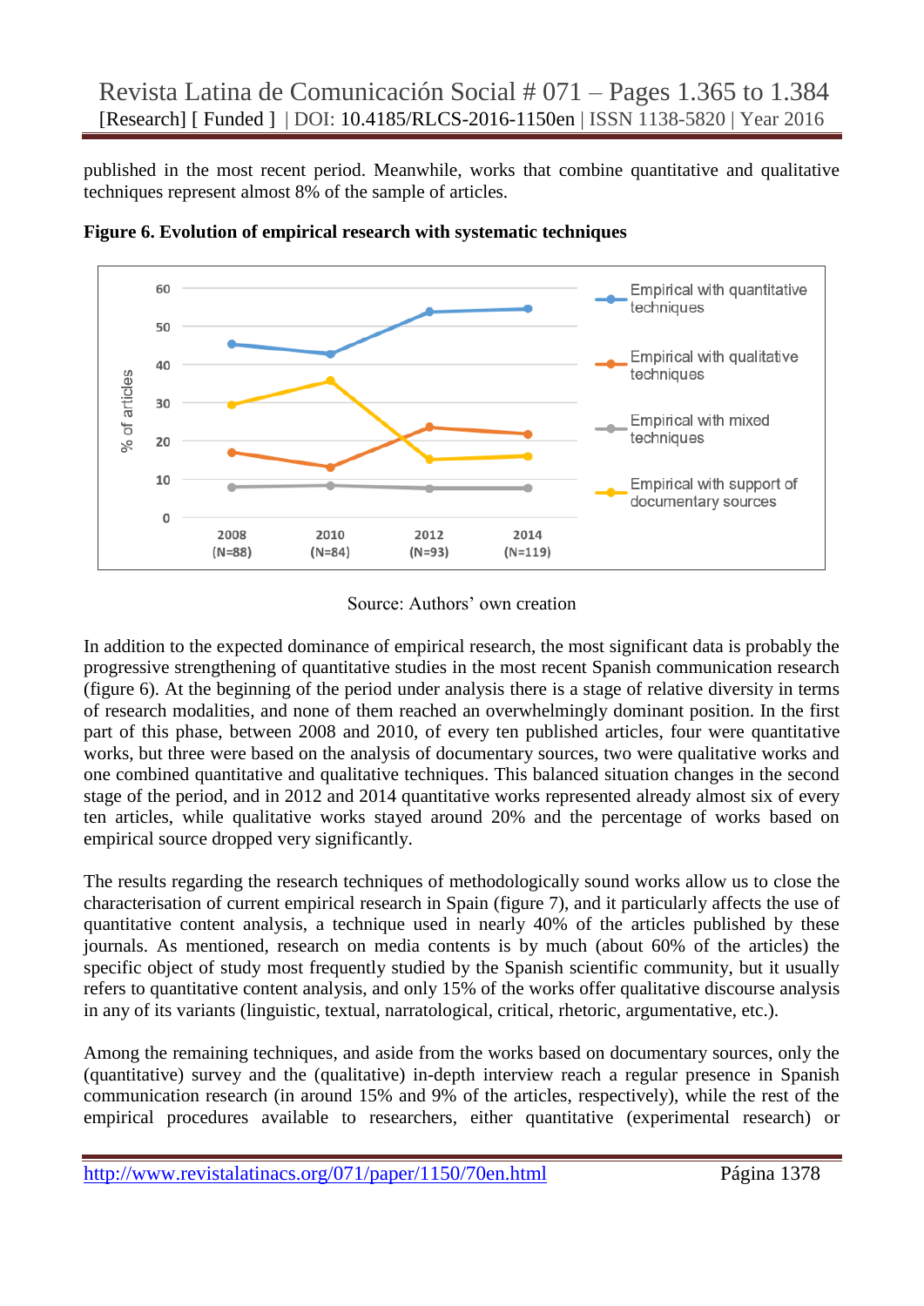published in the most recent period. Meanwhile, works that combine quantitative and qualitative techniques represent almost 8% of the sample of articles.

**Figure 6. Evolution of empirical research with systematic techniques**

Source: Authors' own creation

In addition to the expected dominance of empirical research, the most significant data is probably the progressive strengthening of quantitative studies in the most recent Spanish communication research (figure 6). At the beginning of the period under analysis there is a stage of relative diversity in terms of research modalities, and none of them reached an overwhelmingly dominant position. In the first part of this phase, between 2008 and 2010, of every ten published articles, four were quantitative works, but three were based on the analysis of documentary sources, two were qualitative works and one combined quantitative and qualitative techniques. This balanced situation changes in the second stage of the period, and in 2012 and 2014 quantitative works represented already almost six of every ten articles, while qualitative works stayed around 20% and the percentage of works based on empirical source dropped very significantly.

The results regarding the research techniques of methodologically sound works allow us to close the characterisation of current empirical research in Spain (figure 7), and it particularly affects the use of quantitative content analysis, a technique used in nearly 40% of the articles published by these journals. As mentioned, research on media contents is by much (about 60% of the articles) the specific object of study most frequently studied by the Spanish scientific community, but it usually refers to quantitative content analysis, and only 15% of the works offer qualitative discourse analysis in any of its variants (linguistic, textual, narratological, critical, rhetoric, argumentative, etc.).

Among the remaining techniques, and aside from the works based on documentary sources, only the (quantitative) survey and the (qualitative) in-depth interview reach a regular presence in Spanish communication research (in around 15% and 9% of the articles, respectively), while the rest of the empirical procedures available to researchers, either quantitative (experimental research) or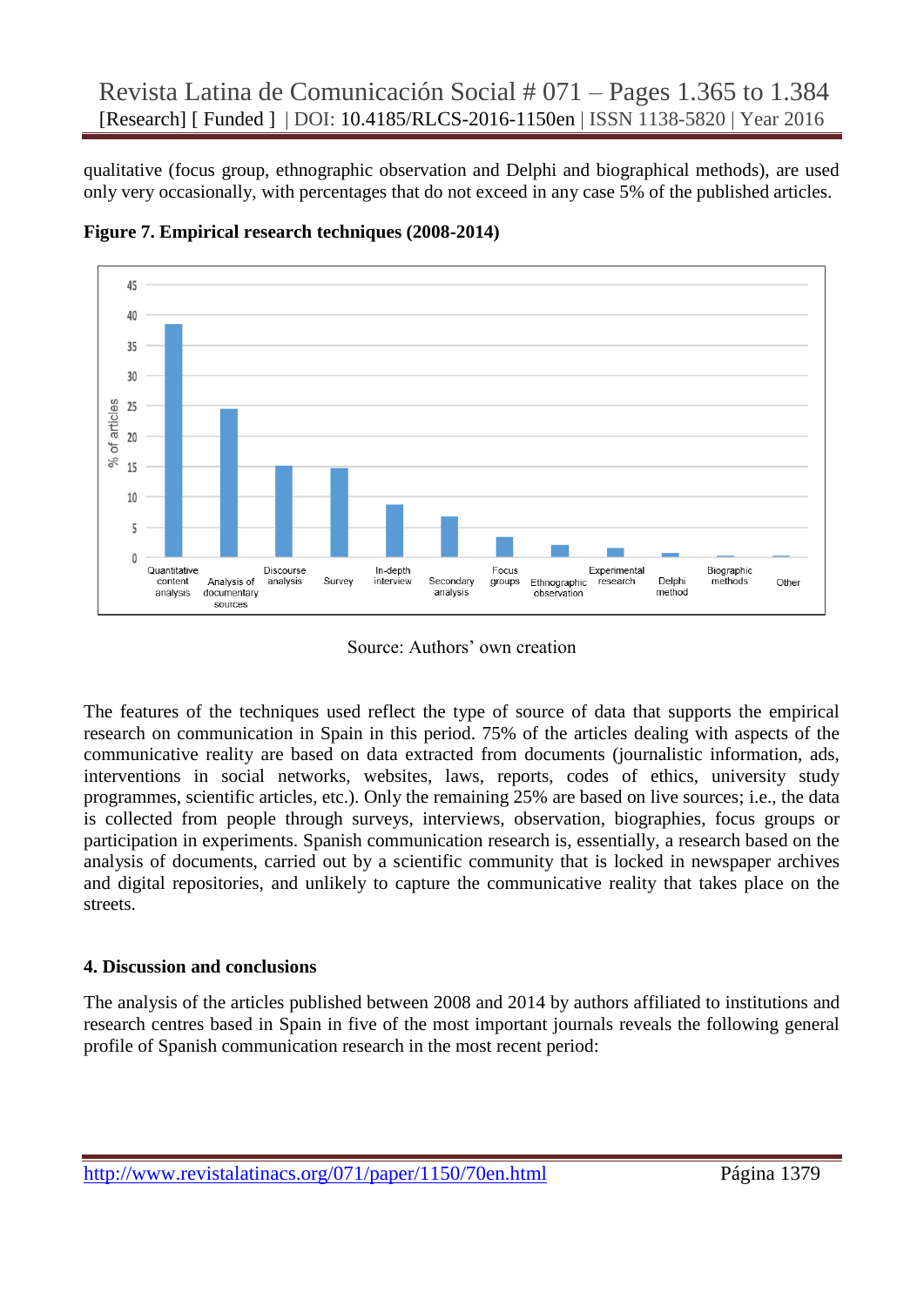qualitative (focus group, ethnographic observation and Delphi and biographical methods), are used only very occasionally, with percentages that do not exceed in any case 5% of the published articles.

**Figure 7. Empirical research techniques (2008-2014)**

Source: Authors' own creation

The features of the techniques used reflect the type of source of data that supports the empirical research on communication in Spain in this period. 75% of the articles dealing with aspects of the communicative reality are based on data extracted from documents (journalistic information, ads, interventions in social networks, websites, laws, reports, codes of ethics, university study programmes, scientific articles, etc.). Only the remaining 25% are based on live sources; i.e., the data is collected from people through surveys, interviews, observation, biographies, focus groups or participation in experiments. Spanish communication research is, essentially, a research based on the analysis of documents, carried out by a scientific community that is locked in newspaper archives and digital repositories, and unlikely to capture the communicative reality that takes place on the streets.

## 4. Discussion and conclusions

The analysis of the articles published between 2008 and 2014 by authors affiliated to institutions and research centres based in Spain in five of the most important journals reveals the following general profile of Spanish communication research in the most recent period: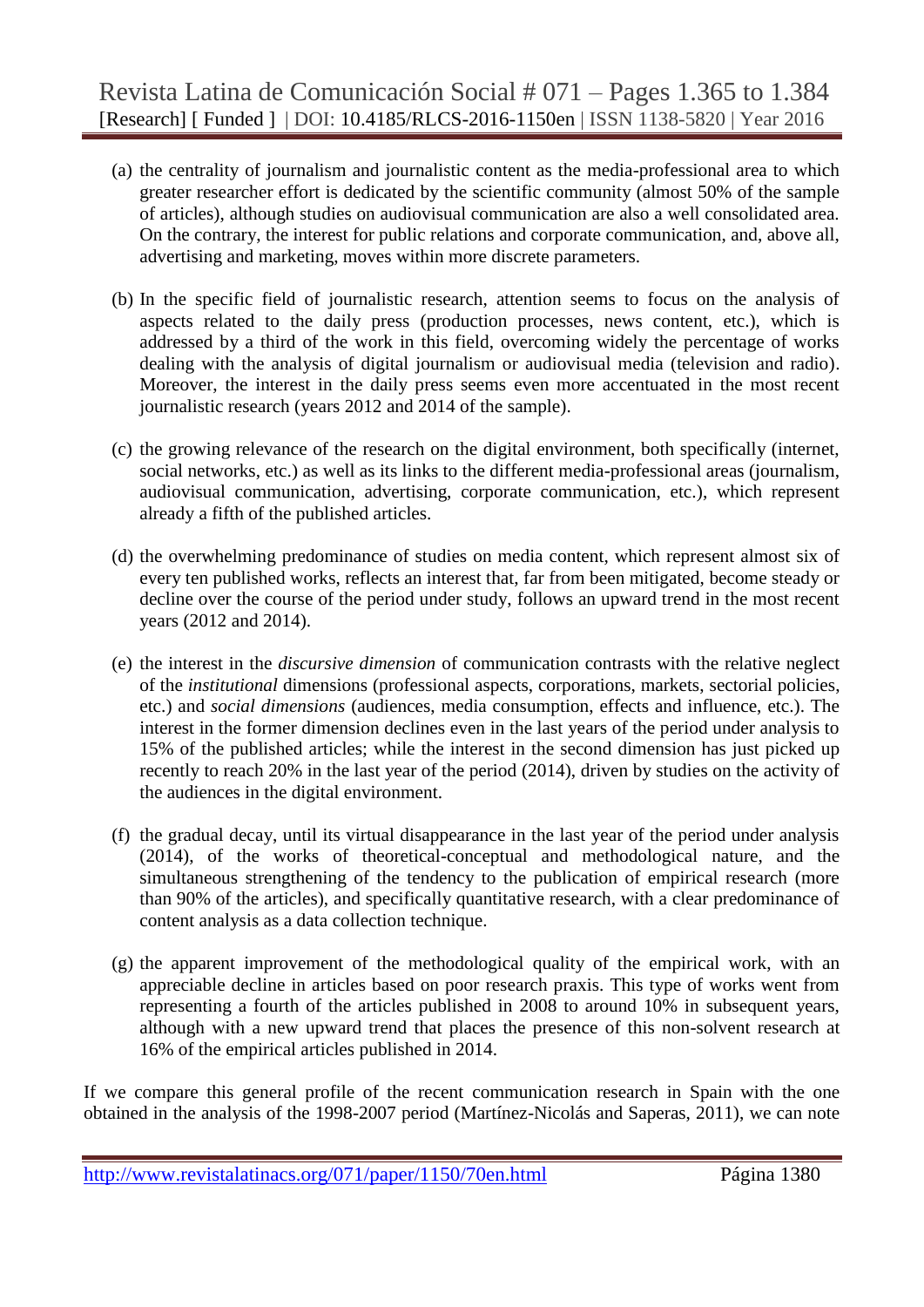(a) the centrality of journalism and journalistic content as the media-professional area to which greater researcher effort is dedicated by the scientific community (almost 50% of the sample of articles), although studies on audiovisual communication are also a well consolidated area. On the contrary, the interest for public relations and corporate communication, and, above all, advertising and marketing, moves within more discrete parameters.

(b) In the specific field of journalistic research, attention seems to focus on the analysis of aspects related to the daily press (production processes, news content, etc.), which is addressed by a third of the work in this field, overcoming widely the percentage of works dealing with the analysis of digital journalism or audiovisual media (television and radio). Moreover, the interest in the daily press seems even more accentuated in the most recent journalistic research (years 2012 and 2014 of the sample).

(c) the growing relevance of the research on the digital environment, both specifically (internet, social networks, etc.) as well as its links to the different media-professional areas (journalism, audiovisual communication, advertising, corporate communication, etc.), which represent already a fifth of the published articles.

(d) the overwhelming predominance of studies on media content, which represent almost six of every ten published works, reflects an interest that, far from been mitigated, become steady or decline over the course of the period under study, follows an upward trend in the most recent years (2012 and 2014).

(e) the interest in the *discursive dimension* of communication contrasts with the relative neglect of the *institutional* dimensions (professional aspects, corporations, markets, sectorial policies, etc.) and *social dimensions* (audiences, media consumption, effects and influence, etc.). The interest in the former dimension declines even in the last years of the period under analysis to 15% of the published articles; while the interest in the second dimension has just picked up recently to reach 20% in the last year of the period (2014), driven by studies on the activity of the audiences in the digital environment.

(f) the gradual decay, until its virtual disappearance in the last year of the period under analysis (2014), of the works of theoretical-conceptual and methodological nature, and the simultaneous strengthening of the tendency to the publication of empirical research (more than 90% of the articles), and specifically quantitative research, with a clear predominance of content analysis as a data collection technique.

(g) the apparent improvement of the methodological quality of the empirical work, with an appreciable decline in articles based on poor research praxis. This type of works went from representing a fourth of the articles published in 2008 to around 10% in subsequent years, although with a new upward trend that places the presence of this non-solvent research at 16% of the empirical articles published in 2014.

If we compare this general profile of the recent communication research in Spain with the one obtained in the analysis of the 1998-2007 period (Martínez-Nicolás and Saperas, 2011), we can note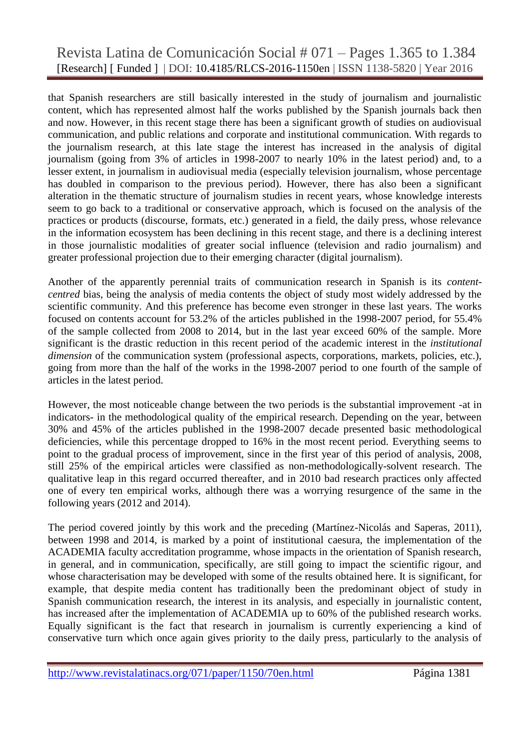that Spanish researchers are still basically interested in the study of journalism and journalistic content, which has represented almost half the works published by the Spanish journals back then and now. However, in this recent stage there has been a significant growth of studies on audiovisual communication, and public relations and corporate and institutional communication. With regards to the journalism research, at this late stage the interest has increased in the analysis of digital journalism (going from 3% of articles in 1998-2007 to nearly 10% in the latest period) and, to a lesser extent, in journalism in audiovisual media (especially television journalism, whose percentage has doubled in comparison to the previous period). However, there has also been a significant alteration in the thematic structure of journalism studies in recent years, whose knowledge interests seem to go back to a traditional or conservative approach, which is focused on the analysis of the practices or products (discourse, formats, etc.) generated in a field, the daily press, whose relevance in the information ecosystem has been declining in this recent stage, and there is a declining interest in those journalistic modalities of greater social influence (television and radio journalism) and greater professional projection due to their emerging character (digital journalism).

Another of the apparently perennial traits of communication research in Spanish is its *content-centred* bias, being the analysis of media contents the object of study most widely addressed by the scientific community. And this preference has become even stronger in these last years. The works focused on contents account for 53.2% of the articles published in the 1998-2007 period, for 55.4% of the sample collected from 2008 to 2014, but in the last year exceed 60% of the sample. More significant is the drastic reduction in this recent period of the academic interest in the *institutional dimension* of the communication system (professional aspects, corporations, markets, policies, etc.), going from more than the half of the works in the 1998-2007 period to one fourth of the sample of articles in the latest period.

However, the most noticeable change between the two periods is the substantial improvement -at in indicators- in the methodological quality of the empirical research. Depending on the year, between 30% and 45% of the articles published in the 1998-2007 decade presented basic methodological deficiencies, while this percentage dropped to 16% in the most recent period. Everything seems to point to the gradual process of improvement, since in the first year of this period of analysis, 2008, still 25% of the empirical articles were classified as non-methodologically-solvent research. The qualitative leap in this regard occurred thereafter, and in 2010 bad research practices only affected one of every ten empirical works, although there was a worrying resurgence of the same in the following years (2012 and 2014).

The period covered jointly by this work and the preceding (Martínez-Nicolás and Saperas, 2011), between 1998 and 2014, is marked by a point of institutional caesura, the implementation of the ACADEMIA faculty accreditation programme, whose impacts in the orientation of Spanish research, in general, and in communication, specifically, are still going to impact the scientific rigour, and whose characterisation may be developed with some of the results obtained here. It is significant, for example, that despite media content has traditionally been the predominant object of study in Spanish communication research, the interest in its analysis, and especially in journalistic content, has increased after the implementation of ACADEMIA up to 60% of the published research works. Equally significant is the fact that research in journalism is currently experiencing a kind of conservative turn which once again gives priority to the daily press, particularly to the analysis of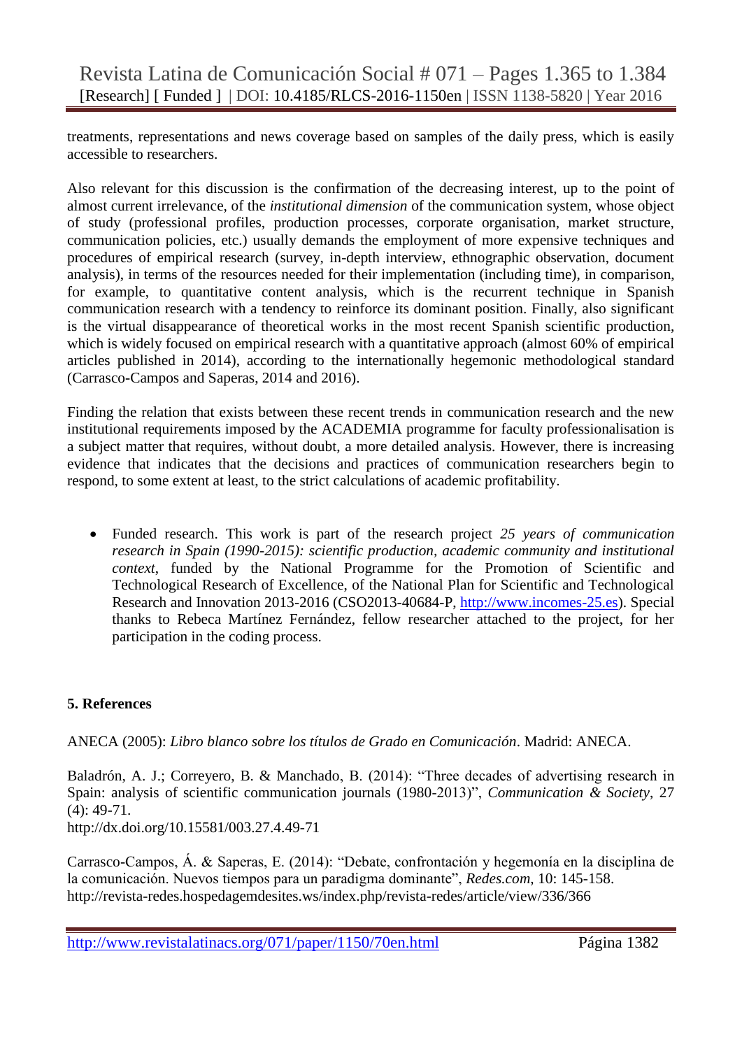treatments, representations and news coverage based on samples of the daily press, which is easily accessible to researchers.

Also relevant for this discussion is the confirmation of the decreasing interest, up to the point of almost current irrelevance, of the *institutional dimension* of the communication system, whose object of study (professional profiles, production processes, corporate organisation, market structure, communication policies, etc.) usually demands the employment of more expensive techniques and procedures of empirical research (survey, in-depth interview, ethnographic observation, document analysis), in terms of the resources needed for their implementation (including time), in comparison, for example, to quantitative content analysis, which is the recurrent technique in Spanish communication research with a tendency to reinforce its dominant position. Finally, also significant is the virtual disappearance of theoretical works in the most recent Spanish scientific production, which is widely focused on empirical research with a quantitative approach (almost 60% of empirical articles published in 2014), according to the internationally hegemonic methodological standard (Carrasco-Campos and Saperas, 2014 and 2016).

Finding the relation that exists between these recent trends in communication research and the new institutional requirements imposed by the ACADEMIA programme for faculty professionalisation is a subject matter that requires, without doubt, a more detailed analysis. However, there is increasing evidence that indicates that the decisions and practices of communication researchers begin to respond, to some extent at least, to the strict calculations of academic profitability.

- Funded research. This work is part of the research project *25 years of communication research in Spain (1990-2015): scientific production, academic community and institutional context*, funded by the National Programme for the Promotion of Scientific and Technological Research of Excellence, of the National Plan for Scientific and Technological Research and Innovation 2013-2016 (CSO2013-40684-P, http://www.incomes-25.es). Special thanks to Rebeca Martínez Fernández, fellow researcher attached to the project, for her participation in the coding process.

## 5. References

ANECA (2005): *Libro blanco sobre los títulos de Grado en Comunicación*. Madrid: ANECA.

Baladrón, A. J.; Correyero, B. & Manchado, B. (2014): "Three decades of advertising research in Spain: analysis of scientific communication journals (1980-2013)", *Communication & Society*, 27 (4): 49-71.
http://dx.doi.org/10.15581/003.27.4.49-71

Carrasco-Campos, Á. & Saperas, E. (2014): "Debate, confrontación y hegemonía en la disciplina de la comunicación. Nuevos tiempos para un paradigma dominante", *Redes.com*, 10: 145-158.
http://revista-redes.hospedagemdesites.ws/index.php/revista-redes/article/view/336/366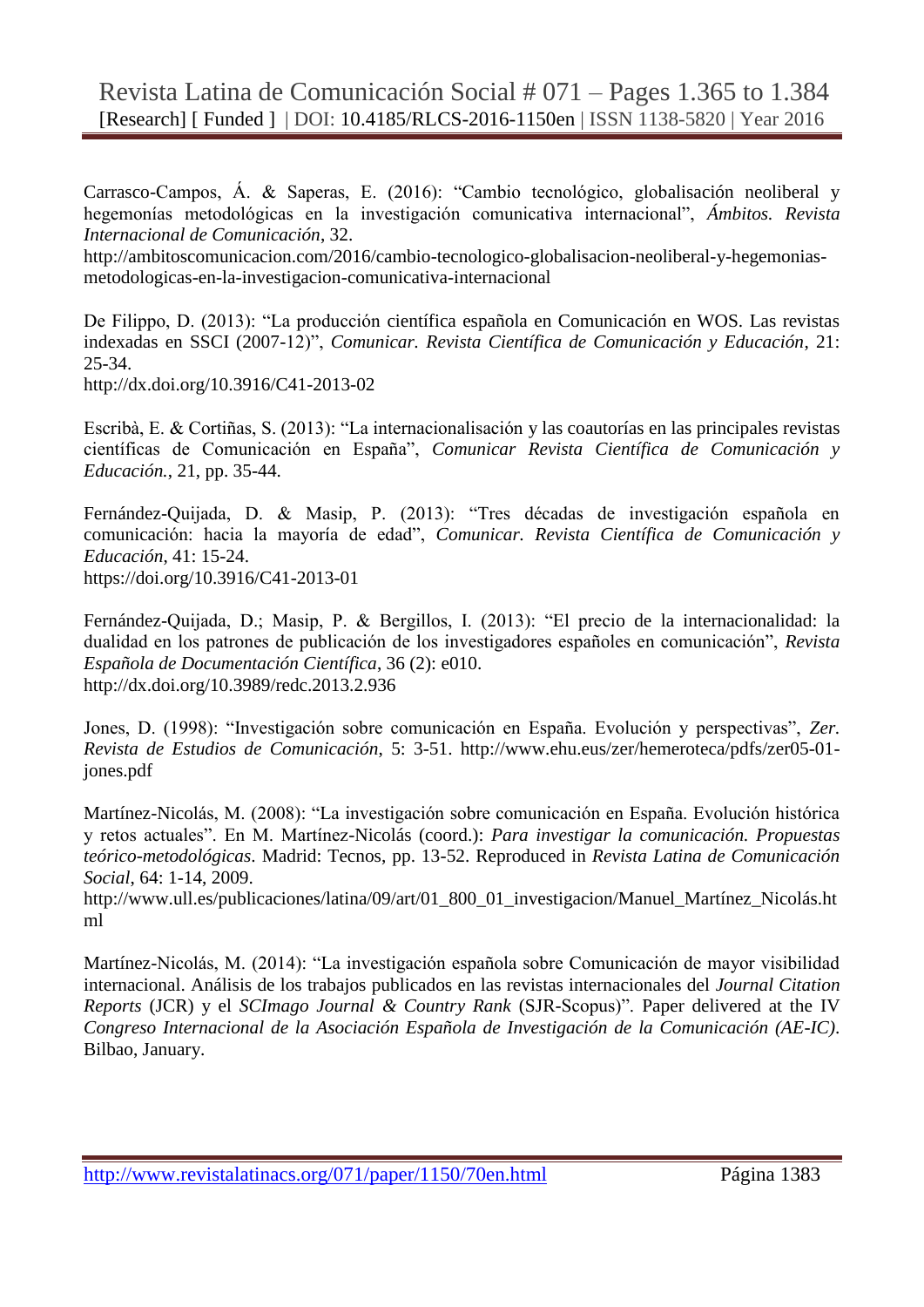Carrasco-Campos, Á. & Saperas, E. (2016): "Cambio tecnológico, globalisación neoliberal y hegemonías metodológicas en la investigación comunicativa internacional", *Ámbitos. Revista Internacional de Comunicación*, 32.
http://ambitoscomunicacion.com/2016/cambio-tecnologico-globalisacion-neoliberal-y-hegemonias-metodologicas-en-la-investigacion-comunicativa-internacional

De Filippo, D. (2013): "La producción científica española en Comunicación en WOS. Las revistas indexadas en SSCI (2007-12)", *Comunicar. Revista Científica de Comunicación y Educación*, 21: 25-34.
http://dx.doi.org/10.3916/C41-2013-02

Escribà, E. & Cortiñas, S. (2013): "La internacionalisación y las coautorías en las principales revistas científicas de Comunicación en España", *Comunicar Revista Científica de Comunicación y Educación.*, 21, pp. 35-44.

Fernández-Quijada, D. & Masip, P. (2013): "Tres décadas de investigación española en comunicación: hacia la mayoría de edad", *Comunicar. Revista Científica de Comunicación y Educación*, 41: 15-24.
https://doi.org/10.3916/C41-2013-01

Fernández-Quijada, D.; Masip, P. & Bergillos, I. (2013): "El precio de la internacionalidad: la dualidad en los patrones de publicación de los investigadores españoles en comunicación", *Revista Española de Documentación Científica*, 36 (2): e010.
http://dx.doi.org/10.3989/redc.2013.2.936

Jones, D. (1998): "Investigación sobre comunicación en España. Evolución y perspectivas", *Zer. Revista de Estudios de Comunicación*, 5: 3-51. http://www.ehu.eus/zer/hemeroteca/pdfs/zer05-01-jones.pdf

Martínez-Nicolás, M. (2008): "La investigación sobre comunicación en España. Evolución histórica y retos actuales". En M. Martínez-Nicolás (coord.): *Para investigar la comunicación. Propuestas teórico-metodológicas*. Madrid: Tecnos, pp. 13-52. Reproduced in *Revista Latina de Comunicación Social*, 64: 1-14, 2009.
http://www.ull.es/publicaciones/latina/09/art/01_800_01_investigacion/Manuel_Martínez_Nicolás.html

Martínez-Nicolás, M. (2014): "La investigación española sobre Comunicación de mayor visibilidad internacional. Análisis de los trabajos publicados en las revistas internacionales del *Journal Citation Reports* (JCR) y el *SCImago Journal & Country Rank* (SJR-Scopus)". Paper delivered at the IV *Congreso Internacional de la Asociación Española de Investigación de la Comunicación (AE-IC)*. Bilbao, January.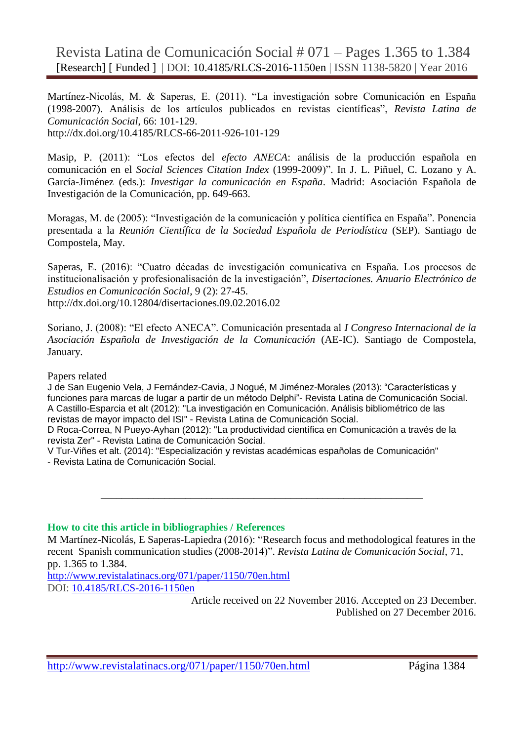Martínez-Nicolás, M. & Saperas, E. (2011). "La investigación sobre Comunicación en España (1998-2007). Análisis de los artículos publicados en revistas científicas", *Revista Latina de Comunicación Social*, 66: 101-129.
http://dx.doi.org/10.4185/RLCS-66-2011-926-101-129

Masip, P. (2011): "Los efectos del *efecto ANECA*: análisis de la producción española en comunicación en el *Social Sciences Citation Index* (1999-2009)". In J. L. Piñuel, C. Lozano y A. García-Jiménez (eds.): *Investigar la comunicación en España*. Madrid: Asociación Española de Investigación de la Comunicación, pp. 649-663.

Moragas, M. de (2005): "Investigación de la comunicación y política científica en España". Ponencia presentada a la *Reunión Científica de la Sociedad Española de Periodística* (SEP). Santiago de Compostela, May.

Saperas, E. (2016): "Cuatro décadas de investigación comunicativa en España. Los procesos de institucionalisación y profesionalisación de la investigación", *Disertaciones. Anuario Electrónico de Estudios en Comunicación Social*, 9 (2): 27-45.
http://dx.doi.org/10.12804/disertaciones.09.02.2016.02

Soriano, J. (2008): "El efecto ANECA". Comunicación presentada al *I Congreso Internacional de la Asociación Española de Investigación de la Comunicación* (AE-IC). Santiago de Compostela, January.

Papers related

J de San Eugenio Vela, J Fernández-Cavia, J Nogué, M Jiménez-Morales (2013): "Características y funciones para marcas de lugar a partir de un método Delphi"- Revista Latina de Comunicación Social.
A Castillo-Esparcia et alt (2012): "La investigación en Comunicación. Análisis bibliométrico de las revistas de mayor impacto del ISI" - Revista Latina de Comunicación Social.
D Roca-Correa, N Pueyo-Ayhan (2012): "La productividad científica en Comunicación a través de la revista Zer" - Revista Latina de Comunicación Social.
V Tur-Viñes et alt. (2014): "Especialización y revistas académicas españolas de Comunicación" - Revista Latina de Comunicación Social.

---

**How to cite this article in bibliographies / References**

M Martínez-Nicolás, E Saperas-Lapiedra (2016): "Research focus and methodological features in the recent Spanish communication studies (2008-2014)". *Revista Latina de Comunicación Social*, 71, pp. 1.365 to 1.384.
http://www.revistalatinacs.org/071/paper/1150/70en.html
DOI: 10.4185/RLCS-2016-1150en

Article received on 22 November 2016. Accepted on 23 December.
Published on 27 December 2016.